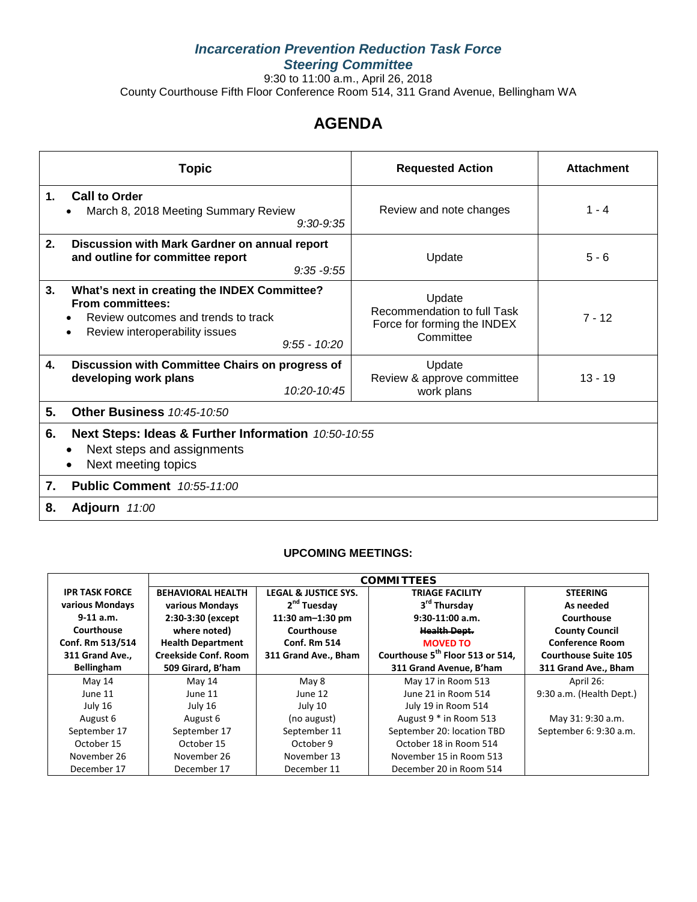# *Incarceration Prevention Reduction Task Force*
## *Steering Committee*

9:30 to 11:00 a.m., April 26, 2018
County Courthouse Fifth Floor Conference Room 514, 311 Grand Avenue, Bellingham WA

# AGENDA

| Topic | Requested Action | Attachment |
|---|---|---|
| **1. Call to Order**<br>• March 8, 2018 Meeting Summary Review<br>*9:30-9:35* | Review and note changes | 1 - 4 |
| **2. Discussion with Mark Gardner on annual report and outline for committee report**<br>*9:35 -9:55* | Update | 5 - 6 |
| **3. What's next in creating the INDEX Committee? From committees:**<br>• Review outcomes and trends to track<br>• Review interoperability issues<br>*9:55 - 10:20* | Update<br>Recommendation to full Task Force for forming the INDEX Committee | 7 - 12 |
| **4. Discussion with Committee Chairs on progress of developing work plans**<br>*10:20-10:45* | Update<br>Review & approve committee work plans | 13 - 19 |
| **5. Other Business** *10:45-10:50* | | |
| **6. Next Steps: Ideas & Further Information** *10:50-10:55*<br>• Next steps and assignments<br>• Next meeting topics | | |
| **7. Public Comment** *10:55-11:00* | | |
| **8. Adjourn** *11:00* | | |

**UPCOMING MEETINGS:**

| | **COMMITTEES** | | | |
|---|---|---|---|---|
| **IPR TASK FORCE**<br>**various Mondays**<br>**9-11 a.m.**<br>**Courthouse**<br>**Conf. Rm 513/514**<br>**311 Grand Ave., Bellingham** | **BEHAVIORAL HEALTH**<br>**various Mondays**<br>**2:30-3:30 (except where noted)**<br>**Health Department**<br>**Creekside Conf. Room**<br>**509 Girard, B'ham** | **LEGAL & JUSTICE SYS.**<br>**2nd Tuesday**<br>**11:30 am–1:30 pm**<br>**Courthouse**<br>**Conf. Rm 514**<br>**311 Grand Ave., Bham** | **TRIAGE FACILITY**<br>**3rd Thursday**<br>**9:30-11:00 a.m.**<br>~~**Health Dept.**~~<br>**MOVED TO**<br>**Courthouse 5th Floor 513 or 514,**<br>**311 Grand Avenue, B'ham** | **STEERING**<br>**As needed**<br>**Courthouse**<br>**County Council**<br>**Conference Room**<br>**Courthouse Suite 105**<br>**311 Grand Ave., Bham** |
| May 14<br>June 11<br>July 16<br>August 6<br>September 17<br>October 15<br>November 26<br>December 17 | May 14<br>June 11<br>July 16<br>August 6<br>September 17<br>October 15<br>November 26<br>December 17 | May 8<br>June 12<br>July 10<br>(no august)<br>September 11<br>October 9<br>November 13<br>December 11 | May 17 in Room 513<br>June 21 in Room 514<br>July 19 in Room 514<br>August 9 * in Room 513<br>September 20: location TBD<br>October 18 in Room 514<br>November 15 in Room 513<br>December 20 in Room 514 | April 26:<br>9:30 a.m. (Health Dept.)<br><br>May 31: 9:30 a.m.<br>September 6: 9:30 a.m. |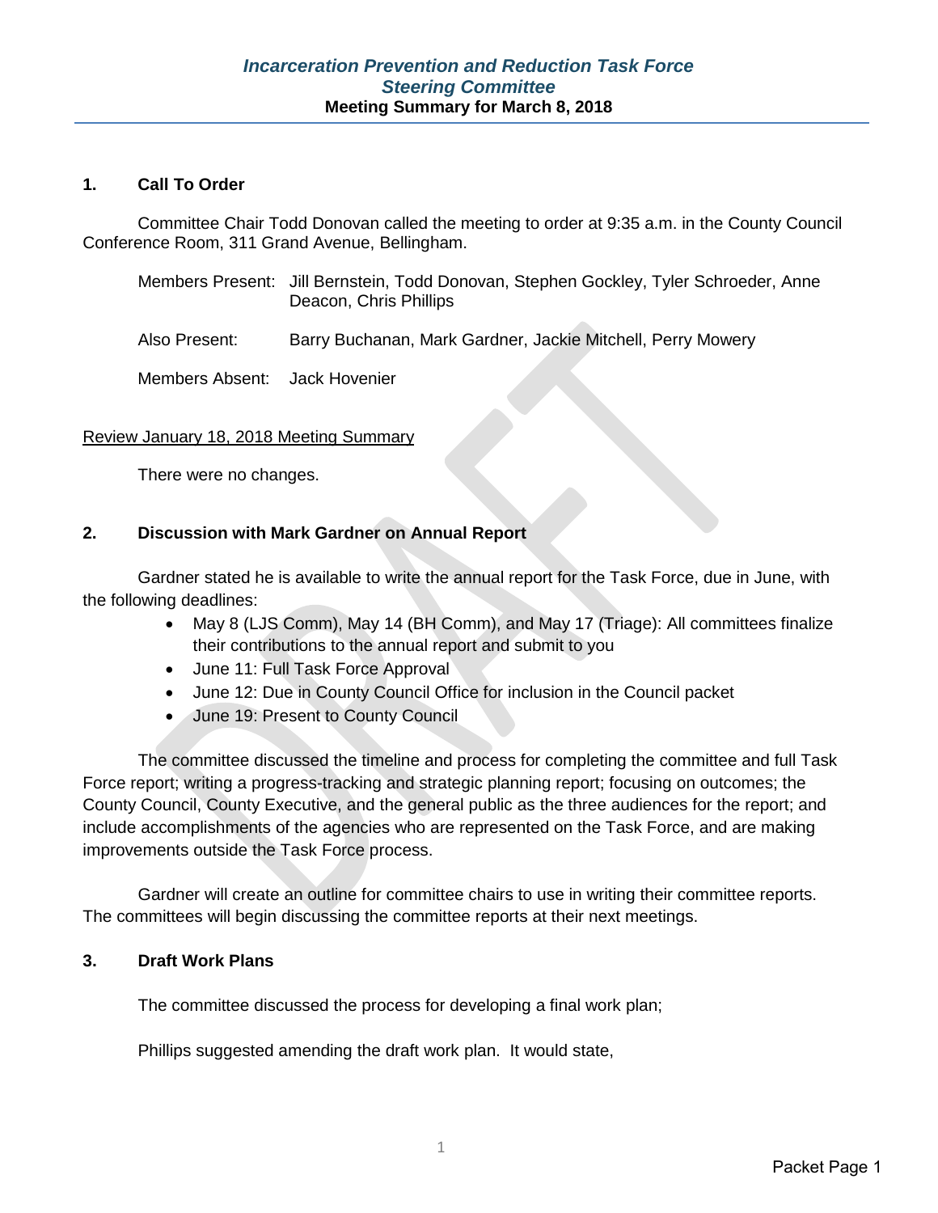# *Incarceration Prevention and Reduction Task Force*
# *Steering Committee*
## Meeting Summary for March 8, 2018

**1. Call To Order**

Committee Chair Todd Donovan called the meeting to order at 9:35 a.m. in the County Council Conference Room, 311 Grand Avenue, Bellingham.

Members Present: Jill Bernstein, Todd Donovan, Stephen Gockley, Tyler Schroeder, Anne Deacon, Chris Phillips

Also Present: Barry Buchanan, Mark Gardner, Jackie Mitchell, Perry Mowery

Members Absent: Jack Hovenier

Review January 18, 2018 Meeting Summary

There were no changes.

**2. Discussion with Mark Gardner on Annual Report**

Gardner stated he is available to write the annual report for the Task Force, due in June, with the following deadlines:

- May 8 (LJS Comm), May 14 (BH Comm), and May 17 (Triage): All committees finalize their contributions to the annual report and submit to you
- June 11: Full Task Force Approval
- June 12: Due in County Council Office for inclusion in the Council packet
- June 19: Present to County Council

The committee discussed the timeline and process for completing the committee and full Task Force report; writing a progress-tracking and strategic planning report; focusing on outcomes; the County Council, County Executive, and the general public as the three audiences for the report; and include accomplishments of the agencies who are represented on the Task Force, and are making improvements outside the Task Force process.

Gardner will create an outline for committee chairs to use in writing their committee reports. The committees will begin discussing the committee reports at their next meetings.

**3. Draft Work Plans**

The committee discussed the process for developing a final work plan;

Phillips suggested amending the draft work plan. It would state,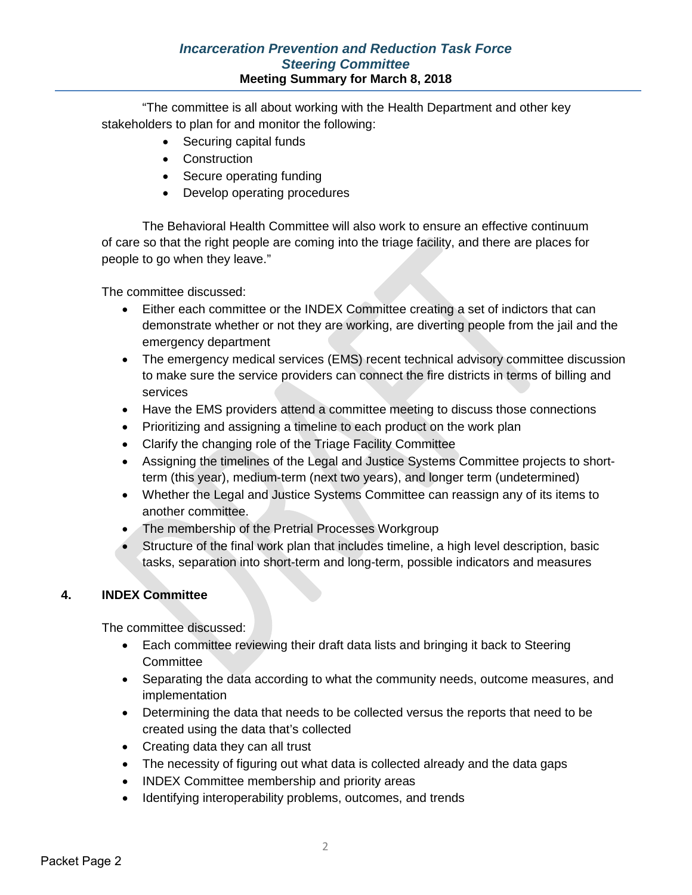"The committee is all about working with the Health Department and other key stakeholders to plan for and monitor the following:

- Securing capital funds
- Construction
- Secure operating funding
- Develop operating procedures

The Behavioral Health Committee will also work to ensure an effective continuum of care so that the right people are coming into the triage facility, and there are places for people to go when they leave."

The committee discussed:

- Either each committee or the INDEX Committee creating a set of indictors that can demonstrate whether or not they are working, are diverting people from the jail and the emergency department
- The emergency medical services (EMS) recent technical advisory committee discussion to make sure the service providers can connect the fire districts in terms of billing and services
- Have the EMS providers attend a committee meeting to discuss those connections
- Prioritizing and assigning a timeline to each product on the work plan
- Clarify the changing role of the Triage Facility Committee
- Assigning the timelines of the Legal and Justice Systems Committee projects to short-term (this year), medium-term (next two years), and longer term (undetermined)
- Whether the Legal and Justice Systems Committee can reassign any of its items to another committee.
- The membership of the Pretrial Processes Workgroup
- Structure of the final work plan that includes timeline, a high level description, basic tasks, separation into short-term and long-term, possible indicators and measures

## 4. INDEX Committee

The committee discussed:

- Each committee reviewing their draft data lists and bringing it back to Steering Committee
- Separating the data according to what the community needs, outcome measures, and implementation
- Determining the data that needs to be collected versus the reports that need to be created using the data that's collected
- Creating data they can all trust
- The necessity of figuring out what data is collected already and the data gaps
- INDEX Committee membership and priority areas
- Identifying interoperability problems, outcomes, and trends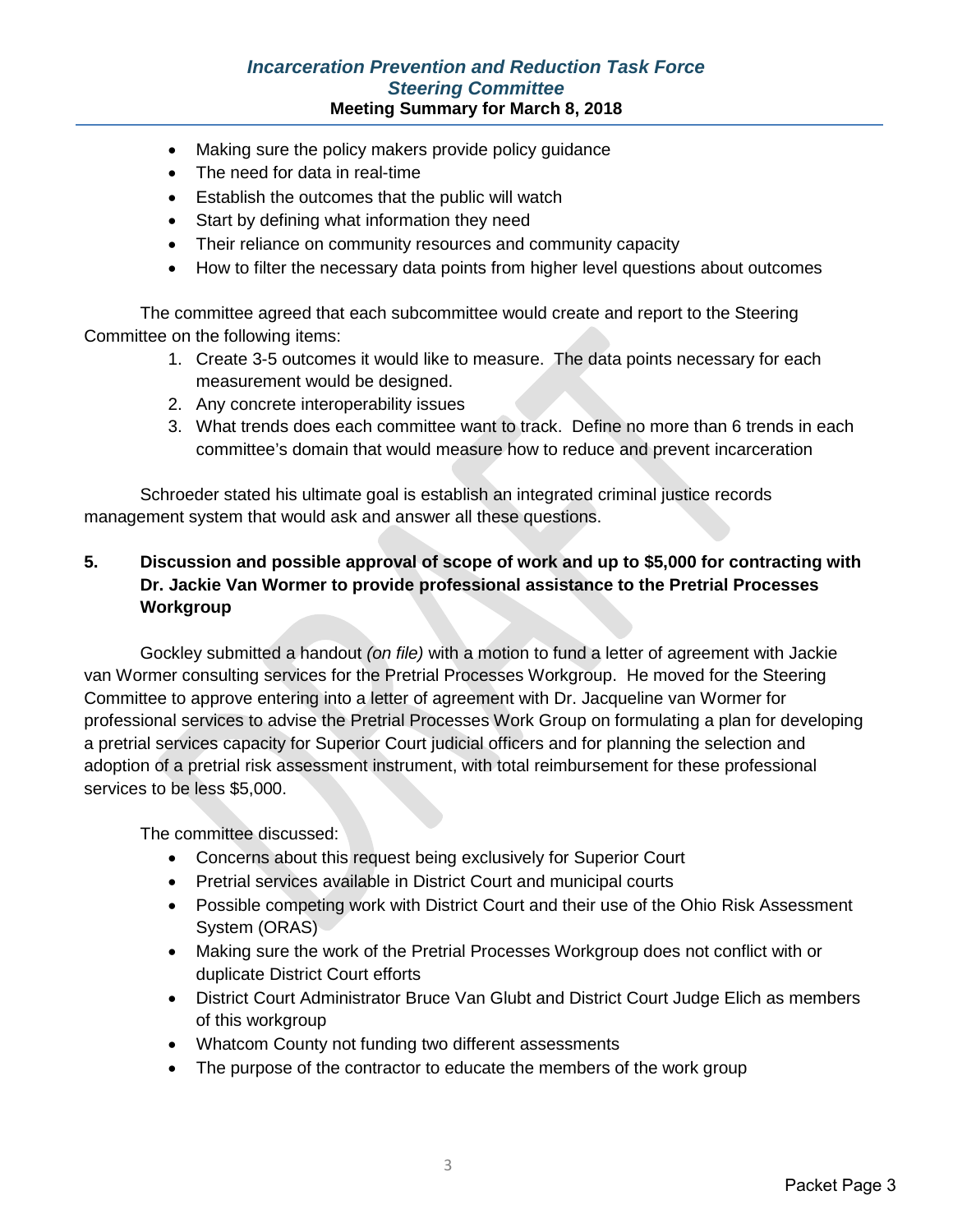- Making sure the policy makers provide policy guidance
- The need for data in real-time
- Establish the outcomes that the public will watch
- Start by defining what information they need
- Their reliance on community resources and community capacity
- How to filter the necessary data points from higher level questions about outcomes

The committee agreed that each subcommittee would create and report to the Steering Committee on the following items:

1. Create 3-5 outcomes it would like to measure. The data points necessary for each measurement would be designed.
2. Any concrete interoperability issues
3. What trends does each committee want to track. Define no more than 6 trends in each committee's domain that would measure how to reduce and prevent incarceration

Schroeder stated his ultimate goal is establish an integrated criminal justice records management system that would ask and answer all these questions.

**5. Discussion and possible approval of scope of work and up to $5,000 for contracting with Dr. Jackie Van Wormer to provide professional assistance to the Pretrial Processes Workgroup**

Gockley submitted a handout *(on file)* with a motion to fund a letter of agreement with Jackie van Wormer consulting services for the Pretrial Processes Workgroup. He moved for the Steering Committee to approve entering into a letter of agreement with Dr. Jacqueline van Wormer for professional services to advise the Pretrial Processes Work Group on formulating a plan for developing a pretrial services capacity for Superior Court judicial officers and for planning the selection and adoption of a pretrial risk assessment instrument, with total reimbursement for these professional services to be less $5,000.

The committee discussed:

- Concerns about this request being exclusively for Superior Court
- Pretrial services available in District Court and municipal courts
- Possible competing work with District Court and their use of the Ohio Risk Assessment System (ORAS)
- Making sure the work of the Pretrial Processes Workgroup does not conflict with or duplicate District Court efforts
- District Court Administrator Bruce Van Glubt and District Court Judge Elich as members of this workgroup
- Whatcom County not funding two different assessments
- The purpose of the contractor to educate the members of the work group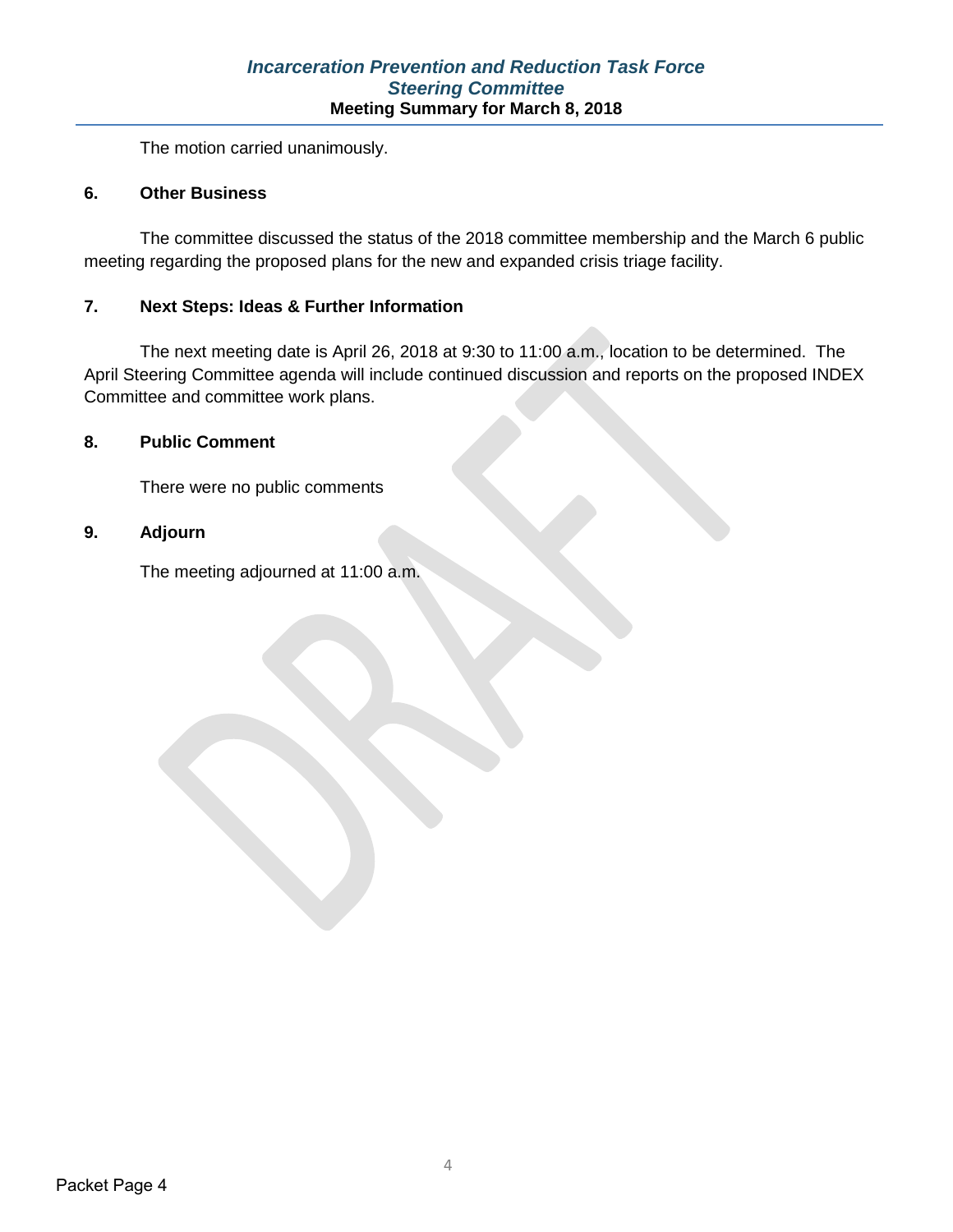The motion carried unanimously.

**6. Other Business**

The committee discussed the status of the 2018 committee membership and the March 6 public meeting regarding the proposed plans for the new and expanded crisis triage facility.

**7. Next Steps: Ideas & Further Information**

The next meeting date is April 26, 2018 at 9:30 to 11:00 a.m., location to be determined. The April Steering Committee agenda will include continued discussion and reports on the proposed INDEX Committee and committee work plans.

**8. Public Comment**

There were no public comments

**9. Adjourn**

The meeting adjourned at 11:00 a.m.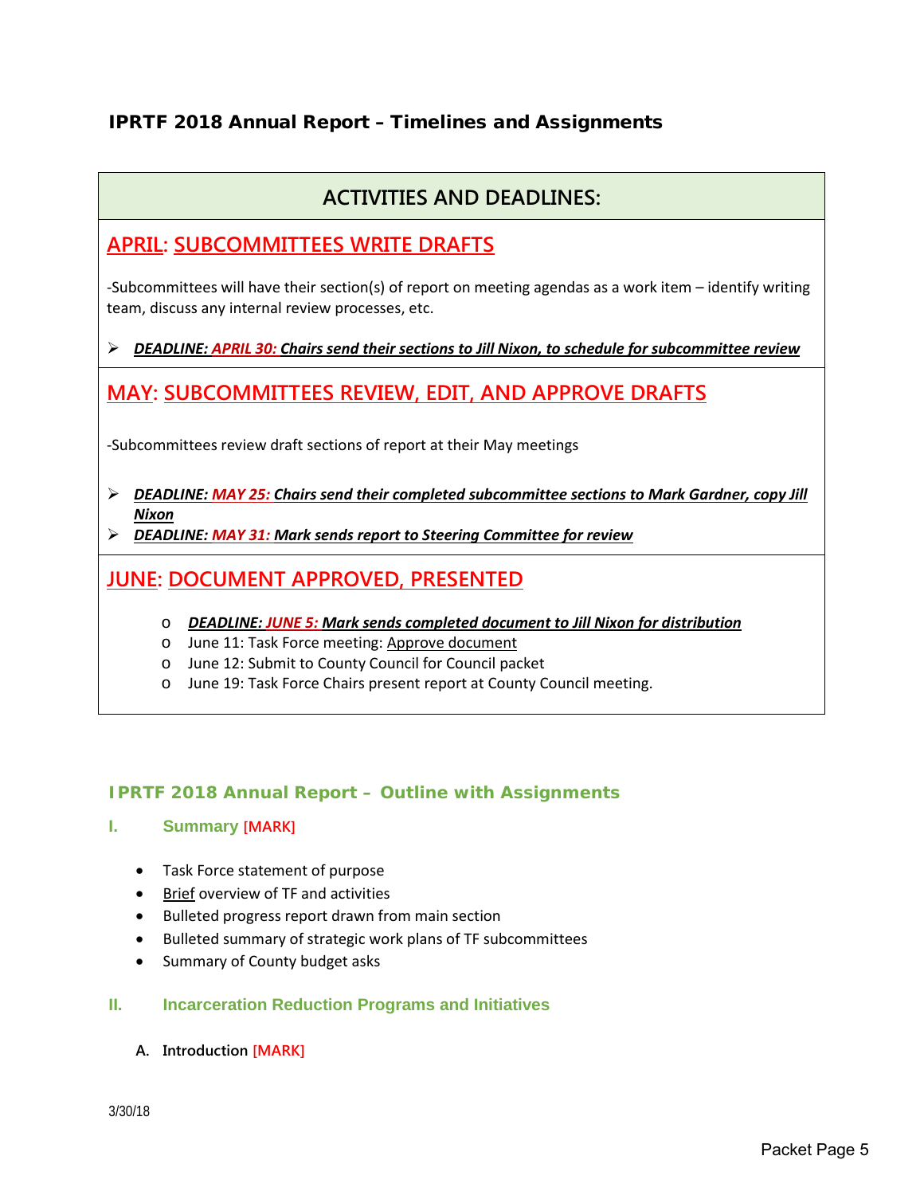## IPRTF 2018 Annual Report – Timelines and Assignments

### ACTIVITIES AND DEADLINES:

### APRIL: SUBCOMMITTEES WRITE DRAFTS

-Subcommittees will have their section(s) of report on meeting agendas as a work item – identify writing team, discuss any internal review processes, etc.

- ***DEADLINE: APRIL 30: Chairs send their sections to Jill Nixon, to schedule for subcommittee review***

### MAY: SUBCOMMITTEES REVIEW, EDIT, AND APPROVE DRAFTS

-Subcommittees review draft sections of report at their May meetings

- ***DEADLINE: MAY 25: Chairs send their completed subcommittee sections to Mark Gardner, copy Jill Nixon***
- ***DEADLINE: MAY 31:*** **Mark sends report to Steering Committee for review**

### JUNE: DOCUMENT APPROVED, PRESENTED

- ***DEADLINE: JUNE 5: Mark sends completed document to Jill Nixon for distribution***
- June 11: Task Force meeting: Approve document
- June 12: Submit to County Council for Council packet
- June 19: Task Force Chairs present report at County Council meeting.

## IPRTF 2018 Annual Report – Outline with Assignments

### I. Summary [MARK]

- Task Force statement of purpose
- Brief overview of TF and activities
- Bulleted progress report drawn from main section
- Bulleted summary of strategic work plans of TF subcommittees
- Summary of County budget asks

### II. Incarceration Reduction Programs and Initiatives

**A. Introduction** [MARK]

3/30/18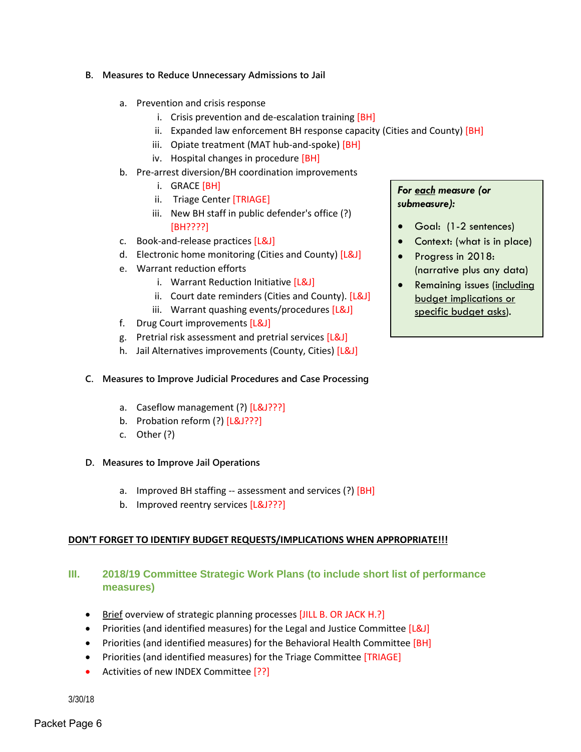### B. Measures to Reduce Unnecessary Admissions to Jail

a. Prevention and crisis response
   - i. Crisis prevention and de-escalation training [BH]
   - ii. Expanded law enforcement BH response capacity (Cities and County) [BH]
   - iii. Opiate treatment (MAT hub-and-spoke) [BH]
   - iv. Hospital changes in procedure [BH]

b. Pre-arrest diversion/BH coordination improvements
   - i. GRACE [BH]
   - ii. Triage Center [TRIAGE]
   - iii. New BH staff in public defender's office (?) [BH????]

c. Book-and-release practices [L&J]

d. Electronic home monitoring (Cities and County) [L&J]

e. Warrant reduction efforts
   - i. Warrant Reduction Initiative [L&J]
   - ii. Court date reminders (Cities and County). [L&J]
   - iii. Warrant quashing events/procedures [L&J]

f. Drug Court improvements [L&J]

g. Pretrial risk assessment and pretrial services [L&J]

h. Jail Alternatives improvements (County, Cities) [L&J]

> ***For each measure (or submeasure):***
>
> - Goal: (1-2 sentences)
> - Context: (what is in place)
> - Progress in 2018: (narrative plus any data)
> - Remaining issues (including budget implications or specific budget asks).

### C. Measures to Improve Judicial Procedures and Case Processing

a. Caseflow management (?) [L&J???]

b. Probation reform (?) [L&J???]

c. Other (?)

### D. Measures to Improve Jail Operations

a. Improved BH staffing -- assessment and services (?) [BH]

b. Improved reentry services [L&J???]

**DON'T FORGET TO IDENTIFY BUDGET REQUESTS/IMPLICATIONS WHEN APPROPRIATE!!!**

## III. 2018/19 Committee Strategic Work Plans (to include short list of performance measures)

- Brief overview of strategic planning processes [JILL B. OR JACK H.?]
- Priorities (and identified measures) for the Legal and Justice Committee [L&J]
- Priorities (and identified measures) for the Behavioral Health Committee [BH]
- Priorities (and identified measures) for the Triage Committee [TRIAGE]
- Activities of new INDEX Committee [??]

3/30/18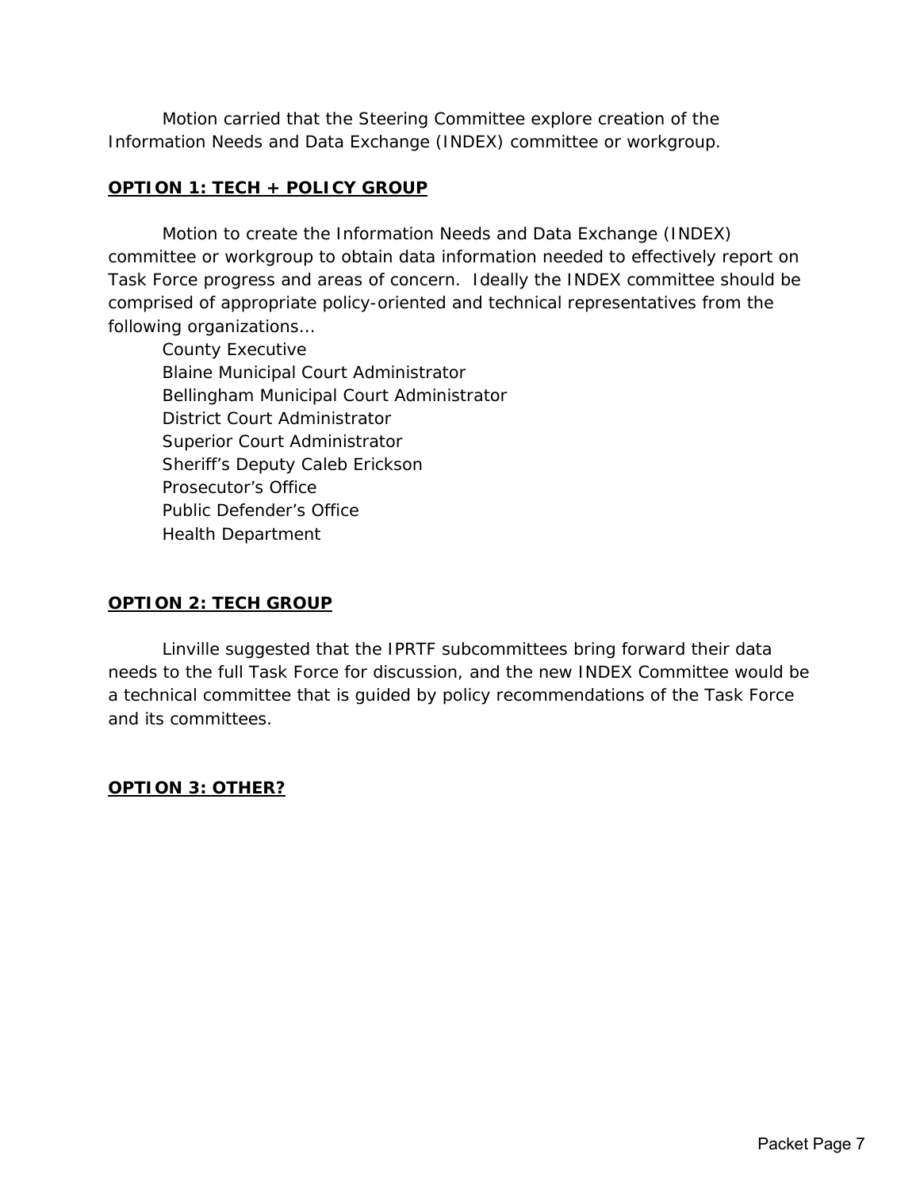Motion carried that the Steering Committee explore creation of the Information Needs and Data Exchange (INDEX) committee or workgroup.

**OPTION 1: TECH + POLICY GROUP**

Motion to create the Information Needs and Data Exchange (INDEX) committee or workgroup to obtain data information needed to effectively report on Task Force progress and areas of concern. Ideally the INDEX committee should be comprised of appropriate policy-oriented and technical representatives from the following organizations…

County Executive
Blaine Municipal Court Administrator
Bellingham Municipal Court Administrator
District Court Administrator
Superior Court Administrator
Sheriff's Deputy Caleb Erickson
Prosecutor's Office
Public Defender's Office
Health Department

**OPTION 2: TECH GROUP**

Linville suggested that the IPRTF subcommittees bring forward their data needs to the full Task Force for discussion, and the new INDEX Committee would be a technical committee that is guided by policy recommendations of the Task Force and its committees.

**OPTION 3: OTHER?**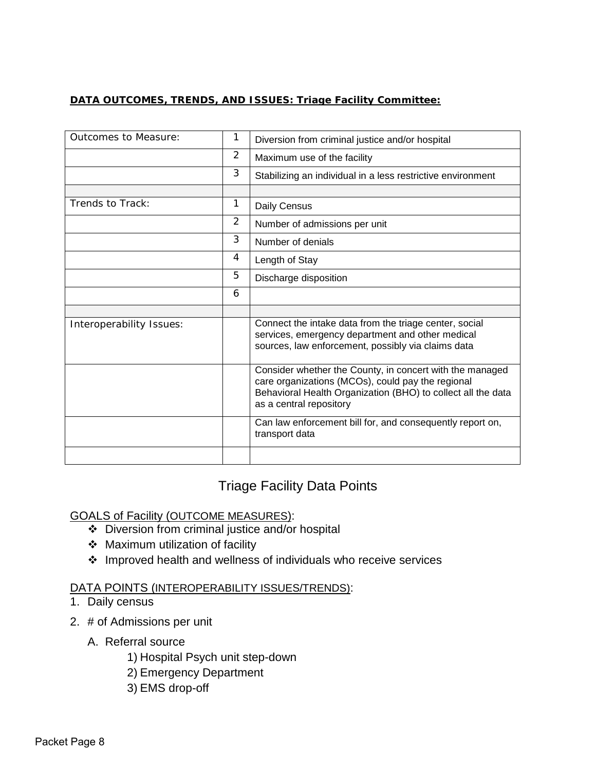**DATA OUTCOMES, TRENDS, AND ISSUES: Triage Facility Committee:**

| | | |
|---|---|---|
| Outcomes to Measure: | 1 | Diversion from criminal justice and/or hospital |
| | 2 | Maximum use of the facility |
| | 3 | Stabilizing an individual in a less restrictive environment |
| | | |
| Trends to Track: | 1 | Daily Census |
| | 2 | Number of admissions per unit |
| | 3 | Number of denials |
| | 4 | Length of Stay |
| | 5 | Discharge disposition |
| | 6 | |
| | | |
| Interoperability Issues: | | Connect the intake data from the triage center, social services, emergency department and other medical sources, law enforcement, possibly via claims data |
| | | Consider whether the County, in concert with the managed care organizations (MCOs), could pay the regional Behavioral Health Organization (BHO) to collect all the data as a central repository |
| | | Can law enforcement bill for, and consequently report on, transport data |
| | | |

## Triage Facility Data Points

GOALS of Facility (OUTCOME MEASURES):

- Diversion from criminal justice and/or hospital
- Maximum utilization of facility
- Improved health and wellness of individuals who receive services

DATA POINTS (INTEROPERABILITY ISSUES/TRENDS):

1. Daily census
2. # of Admissions per unit
    A. Referral source
        1) Hospital Psych unit step-down
        2) Emergency Department
        3) EMS drop-off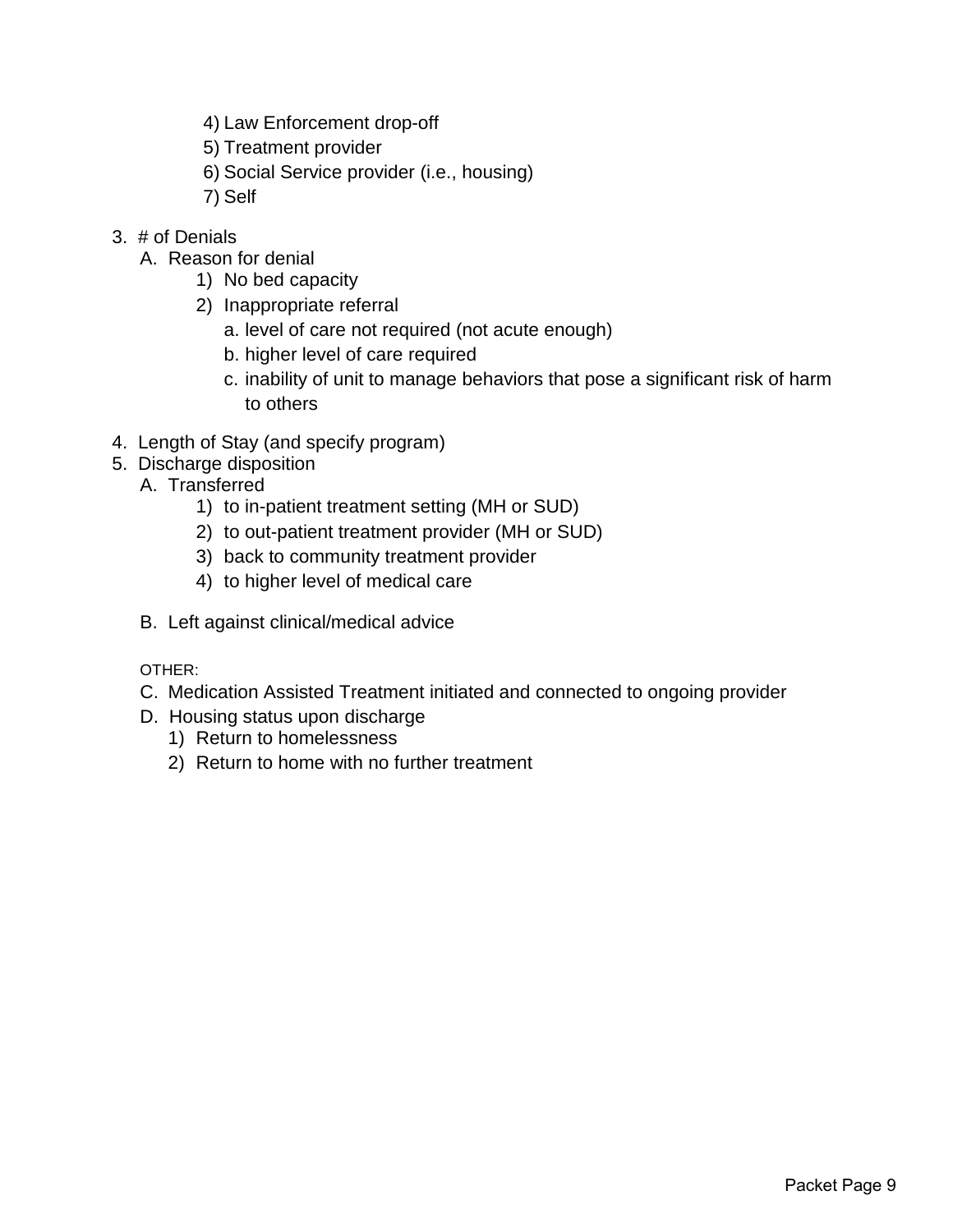4) Law Enforcement drop-off
5) Treatment provider
6) Social Service provider (i.e., housing)
7) Self

3. # of Denials
   A. Reason for denial
      1) No bed capacity
      2) Inappropriate referral
         a. level of care not required (not acute enough)
         b. higher level of care required
         c. inability of unit to manage behaviors that pose a significant risk of harm to others

4. Length of Stay (and specify program)
5. Discharge disposition
   A. Transferred
      1) to in-patient treatment setting (MH or SUD)
      2) to out-patient treatment provider (MH or SUD)
      3) back to community treatment provider
      4) to higher level of medical care

   B. Left against clinical/medical advice

   OTHER:

   C. Medication Assisted Treatment initiated and connected to ongoing provider
   D. Housing status upon discharge
      1) Return to homelessness
      2) Return to home with no further treatment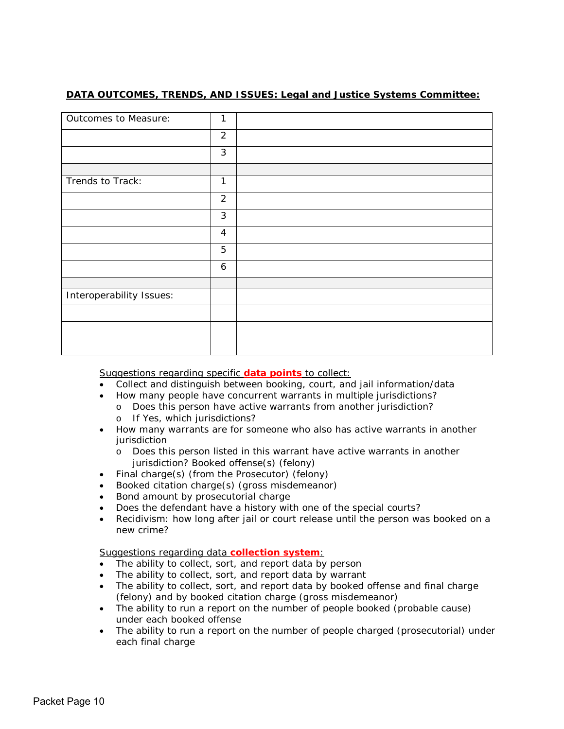**DATA OUTCOMES, TRENDS, AND ISSUES: Legal and Justice Systems Committee:**

| | | |
|---|---|---|
| Outcomes to Measure: | 1 | |
| | 2 | |
| | 3 | |
| | | |
| Trends to Track: | 1 | |
| | 2 | |
| | 3 | |
| | 4 | |
| | 5 | |
| | 6 | |
| | | |
| Interoperability Issues: | | |
| | | |
| | | |
| | | |

Suggestions regarding specific **data points** to collect:

- Collect and distinguish between booking, court, and jail information/data
- How many people have concurrent warrants in multiple jurisdictions?
  - Does this person have active warrants from another jurisdiction?
  - If Yes, which jurisdictions?
- How many warrants are for someone who also has active warrants in another jurisdiction
  - Does this person listed in this warrant have active warrants in another jurisdiction? Booked offense(s) (felony)
- Final charge(s) (from the Prosecutor) (felony)
- Booked citation charge(s) (gross misdemeanor)
- Bond amount by prosecutorial charge
- Does the defendant have a history with one of the special courts?
- Recidivism: how long after jail or court release until the person was booked on a new crime?

Suggestions regarding data **collection system**:

- The ability to collect, sort, and report data by person
- The ability to collect, sort, and report data by warrant
- The ability to collect, sort, and report data by booked offense and final charge (felony) and by booked citation charge (gross misdemeanor)
- The ability to run a report on the number of people booked (probable cause) under each booked offense
- The ability to run a report on the number of people charged (prosecutorial) under each final charge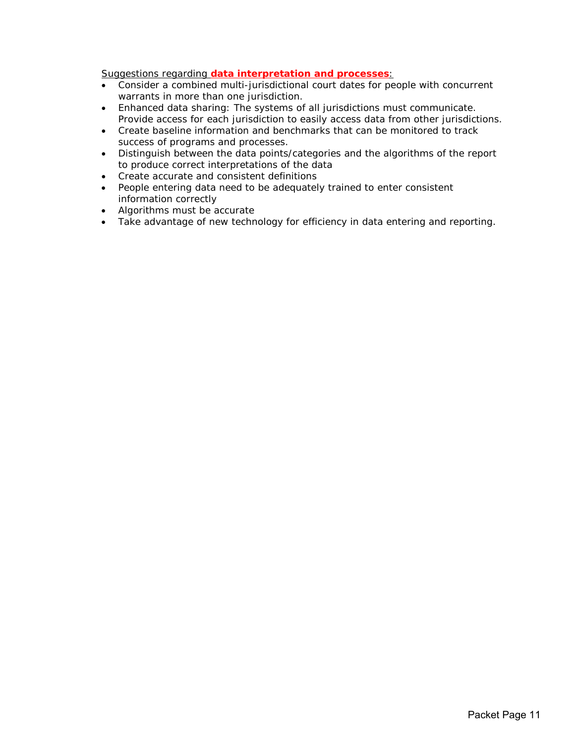Suggestions regarding **data interpretation and processes**:

- Consider a combined multi-jurisdictional court dates for people with concurrent warrants in more than one jurisdiction.
- Enhanced data sharing: The systems of all jurisdictions must communicate. Provide access for each jurisdiction to easily access data from other jurisdictions.
- Create baseline information and benchmarks that can be monitored to track success of programs and processes.
- Distinguish between the data points/categories and the algorithms of the report to produce correct interpretations of the data
- Create accurate and consistent definitions
- People entering data need to be adequately trained to enter consistent information correctly
- Algorithms must be accurate
- Take advantage of new technology for efficiency in data entering and reporting.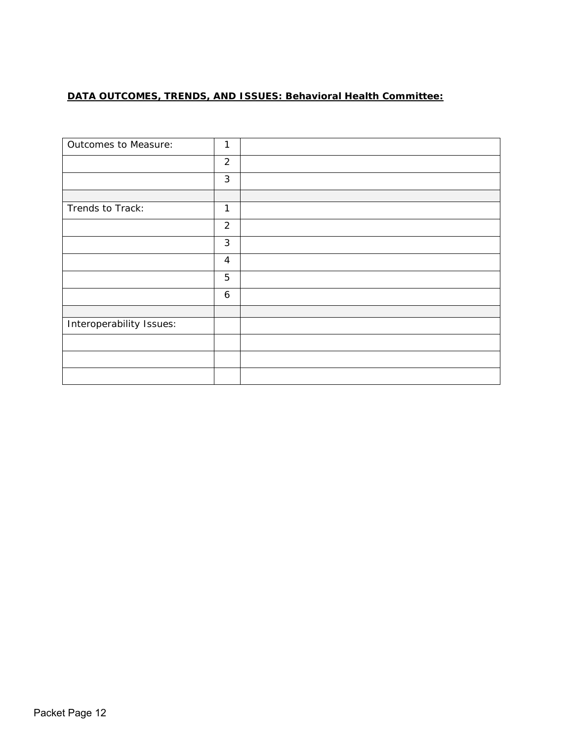**DATA OUTCOMES, TRENDS, AND ISSUES: Behavioral Health Committee:**

| | | |
|---|---|---|
| Outcomes to Measure: | 1 | |
| | 2 | |
| | 3 | |
| | | |
| Trends to Track: | 1 | |
| | 2 | |
| | 3 | |
| | 4 | |
| | 5 | |
| | 6 | |
| | | |
| Interoperability Issues: | | |
| | | |
| | | |
| | | |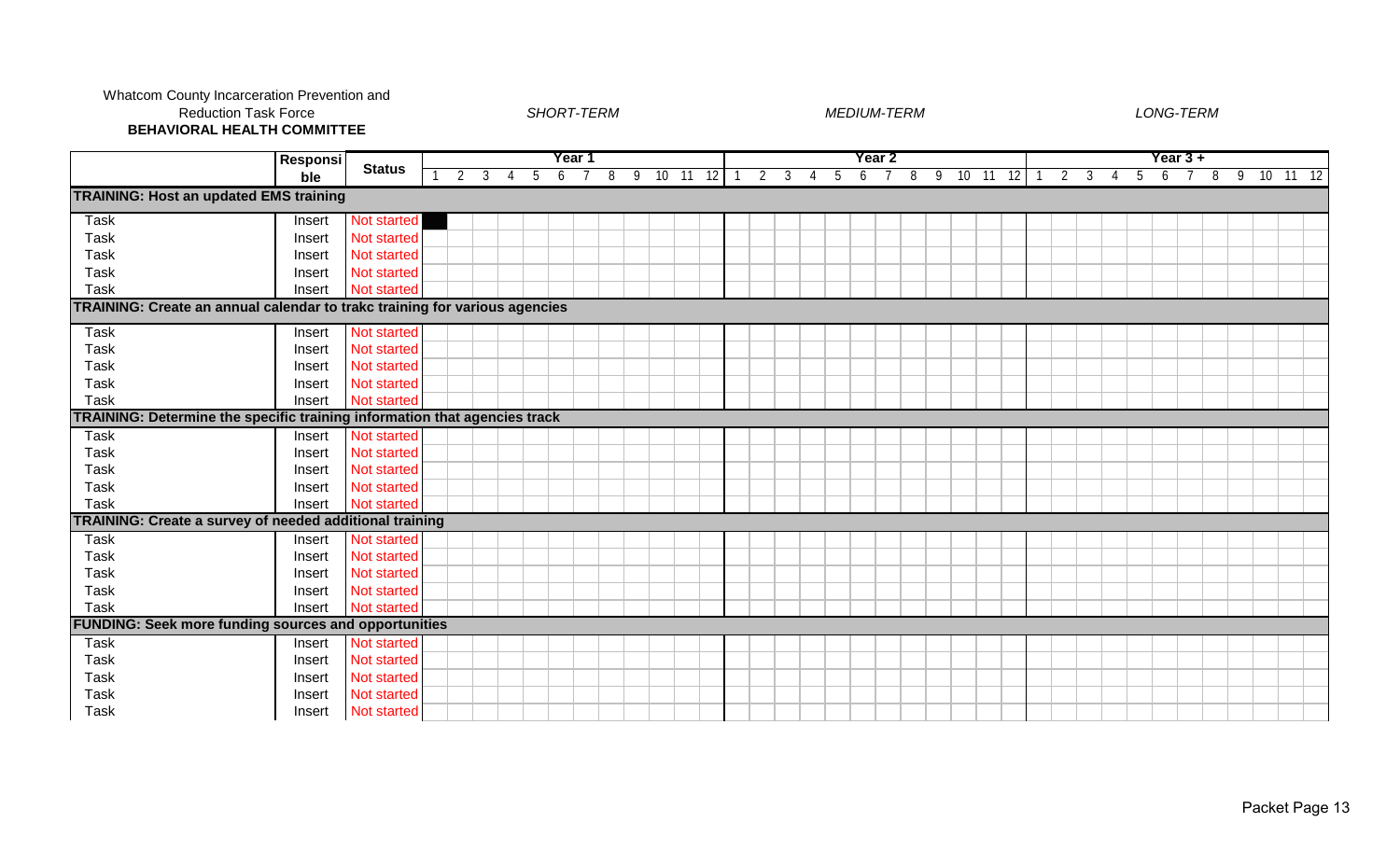Whatcom County Incarceration Prevention and Reduction Task Force
**BEHAVIORAL HEALTH COMMITTEE**

*SHORT-TERM* *MEDIUM-TERM* *LONG-TERM*

| | Responsible | Status | Year 1 | | | | | | | | | | | | Year 2 | | | | | | | | | | | | Year 3 + | | | | | | | | | | | |
|---|---|---|---|---|---|---|---|---|---|---|---|---|---|---|---|---|---|---|---|---|---|---|---|---|---|---|---|---|---|---|---|---|---|---|---|---|---|---|
| | | | 1 | 2 | 3 | 4 | 5 | 6 | 7 | 8 | 9 | 10 | 11 | 12 | 1 | 2 | 3 | 4 | 5 | 6 | 7 | 8 | 9 | 10 | 11 | 12 | 1 | 2 | 3 | 4 | 5 | 6 | 7 | 8 | 9 | 10 | 11 | 12 |
| **TRAINING: Host an updated EMS training** | | | | | | | | | | | | | | | | | | | | | | | | | | | | | | | | | | | | | | |
| Task | Insert | Not started | | | | | | | | | | | | | | | | | | | | | | | | | | | | | | | | | | | | |
| Task | Insert | Not started | | | | | | | | | | | | | | | | | | | | | | | | | | | | | | | | | | | | |
| Task | Insert | Not started | | | | | | | | | | | | | | | | | | | | | | | | | | | | | | | | | | | | |
| Task | Insert | Not started | | | | | | | | | | | | | | | | | | | | | | | | | | | | | | | | | | | | |
| Task | Insert | Not started | | | | | | | | | | | | | | | | | | | | | | | | | | | | | | | | | | | | |
| **TRAINING: Create an annual calendar to trakc training for various agencies** | | | | | | | | | | | | | | | | | | | | | | | | | | | | | | | | | | | | | | |
| Task | Insert | Not started | | | | | | | | | | | | | | | | | | | | | | | | | | | | | | | | | | | | |
| Task | Insert | Not started | | | | | | | | | | | | | | | | | | | | | | | | | | | | | | | | | | | | |
| Task | Insert | Not started | | | | | | | | | | | | | | | | | | | | | | | | | | | | | | | | | | | | |
| Task | Insert | Not started | | | | | | | | | | | | | | | | | | | | | | | | | | | | | | | | | | | | |
| Task | Insert | Not started | | | | | | | | | | | | | | | | | | | | | | | | | | | | | | | | | | | | |
| **TRAINING: Determine the specific training information that agencies track** | | | | | | | | | | | | | | | | | | | | | | | | | | | | | | | | | | | | | | |
| Task | Insert | Not started | | | | | | | | | | | | | | | | | | | | | | | | | | | | | | | | | | | | |
| Task | Insert | Not started | | | | | | | | | | | | | | | | | | | | | | | | | | | | | | | | | | | | |
| Task | Insert | Not started | | | | | | | | | | | | | | | | | | | | | | | | | | | | | | | | | | | | |
| Task | Insert | Not started | | | | | | | | | | | | | | | | | | | | | | | | | | | | | | | | | | | | |
| Task | Insert | Not started | | | | | | | | | | | | | | | | | | | | | | | | | | | | | | | | | | | | |
| **TRAINING: Create a survey of needed additional training** | | | | | | | | | | | | | | | | | | | | | | | | | | | | | | | | | | | | | | |
| Task | Insert | Not started | | | | | | | | | | | | | | | | | | | | | | | | | | | | | | | | | | | | |
| Task | Insert | Not started | | | | | | | | | | | | | | | | | | | | | | | | | | | | | | | | | | | | |
| Task | Insert | Not started | | | | | | | | | | | | | | | | | | | | | | | | | | | | | | | | | | | | |
| Task | Insert | Not started | | | | | | | | | | | | | | | | | | | | | | | | | | | | | | | | | | | | |
| Task | Insert | Not started | | | | | | | | | | | | | | | | | | | | | | | | | | | | | | | | | | | | |
| **FUNDING: Seek more funding sources and opportunities** | | | | | | | | | | | | | | | | | | | | | | | | | | | | | | | | | | | | | | |
| Task | Insert | Not started | | | | | | | | | | | | | | | | | | | | | | | | | | | | | | | | | | | | |
| Task | Insert | Not started | | | | | | | | | | | | | | | | | | | | | | | | | | | | | | | | | | | | |
| Task | Insert | Not started | | | | | | | | | | | | | | | | | | | | | | | | | | | | | | | | | | | | |
| Task | Insert | Not started | | | | | | | | | | | | | | | | | | | | | | | | | | | | | | | | | | | | |
| Task | Insert | Not started | | | | | | | | | | | | | | | | | | | | | | | | | | | | | | | | | | | | |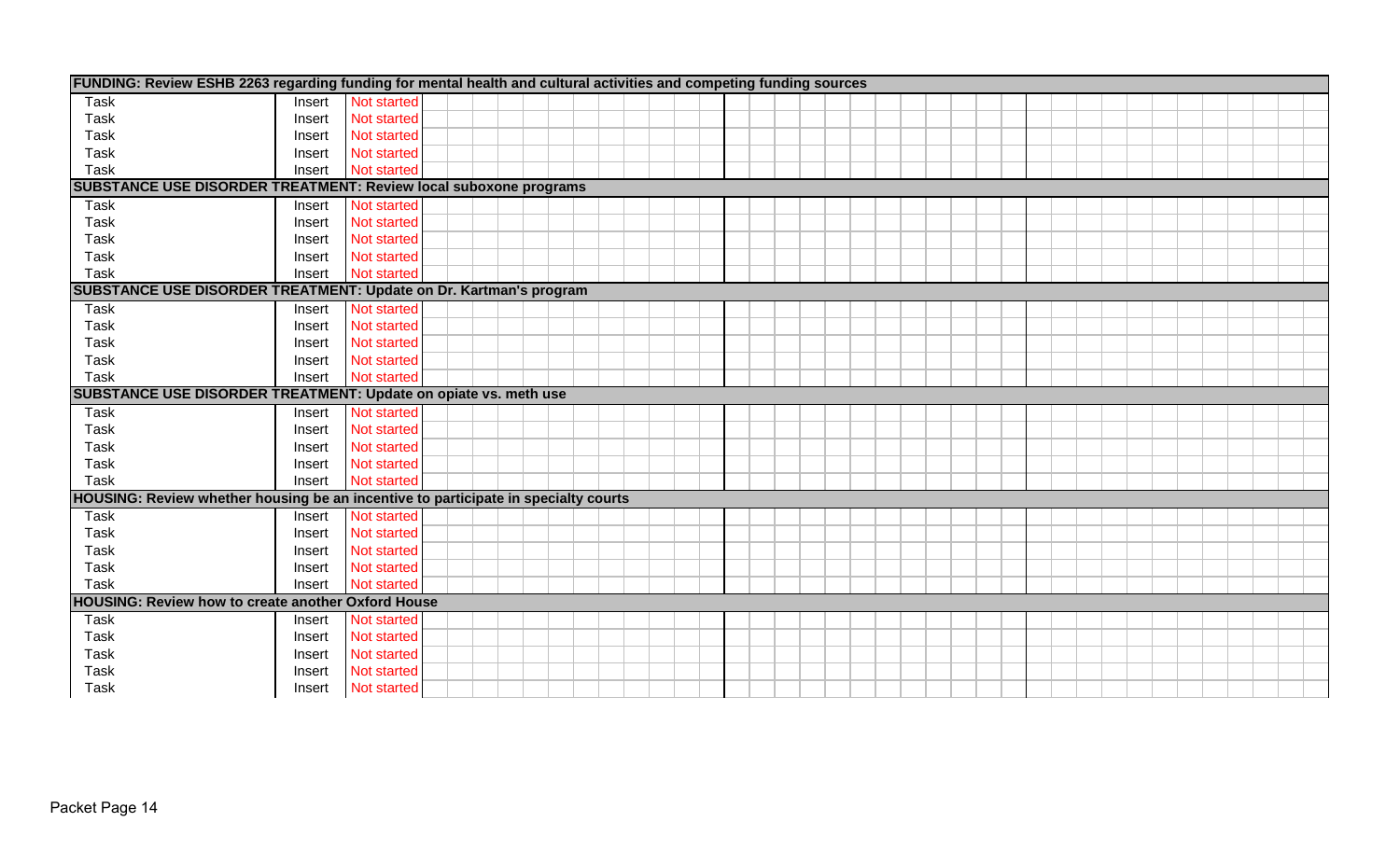| | | |
|---|---|---|
| **FUNDING: Review ESHB 2263 regarding funding for mental health and cultural activities and competing funding sources** | | |
| Task | Insert | Not started |
| Task | Insert | Not started |
| Task | Insert | Not started |
| Task | Insert | Not started |
| Task | Insert | Not started |
| **SUBSTANCE USE DISORDER TREATMENT: Review local suboxone programs** | | |
| Task | Insert | Not started |
| Task | Insert | Not started |
| Task | Insert | Not started |
| Task | Insert | Not started |
| Task | Insert | Not started |
| **SUBSTANCE USE DISORDER TREATMENT: Update on Dr. Kartman's program** | | |
| Task | Insert | Not started |
| Task | Insert | Not started |
| Task | Insert | Not started |
| Task | Insert | Not started |
| Task | Insert | Not started |
| **SUBSTANCE USE DISORDER TREATMENT: Update on opiate vs. meth use** | | |
| Task | Insert | Not started |
| Task | Insert | Not started |
| Task | Insert | Not started |
| Task | Insert | Not started |
| Task | Insert | Not started |
| **HOUSING: Review whether housing be an incentive to participate in specialty courts** | | |
| Task | Insert | Not started |
| Task | Insert | Not started |
| Task | Insert | Not started |
| Task | Insert | Not started |
| Task | Insert | Not started |
| **HOUSING: Review how to create another Oxford House** | | |
| Task | Insert | Not started |
| Task | Insert | Not started |
| Task | Insert | Not started |
| Task | Insert | Not started |
| Task | Insert | Not started |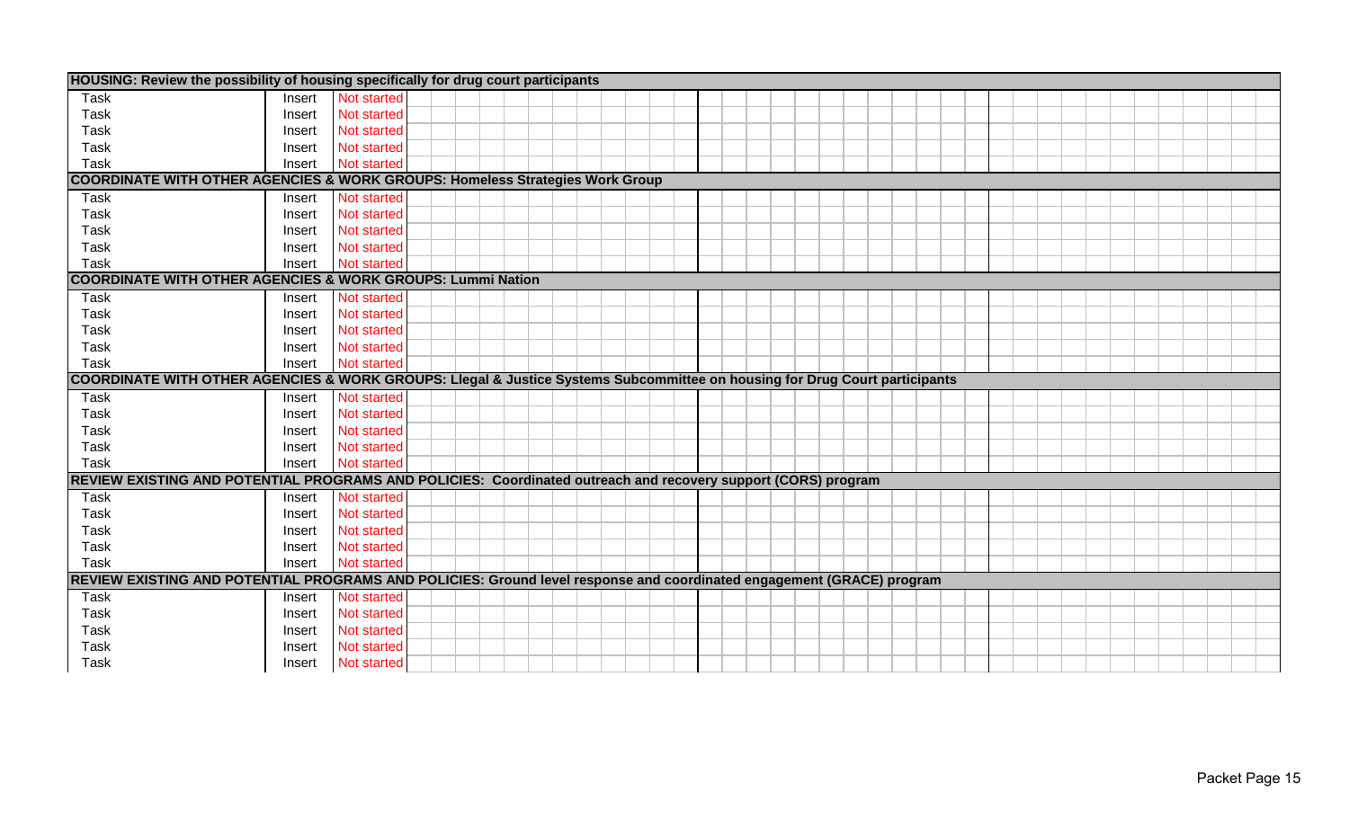| **HOUSING: Review the possibility of housing specifically for drug court participants** | | |
|---|---|---|
| Task | Insert | Not started |
| Task | Insert | Not started |
| Task | Insert | Not started |
| Task | Insert | Not started |
| Task | Insert | Not started |
| **COORDINATE WITH OTHER AGENCIES & WORK GROUPS: Homeless Strategies Work Group** | | |
| Task | Insert | Not started |
| Task | Insert | Not started |
| Task | Insert | Not started |
| Task | Insert | Not started |
| Task | Insert | Not started |
| **COORDINATE WITH OTHER AGENCIES & WORK GROUPS: Lummi Nation** | | |
| Task | Insert | Not started |
| Task | Insert | Not started |
| Task | Insert | Not started |
| Task | Insert | Not started |
| Task | Insert | Not started |
| **COORDINATE WITH OTHER AGENCIES & WORK GROUPS: Llegal & Justice Systems Subcommittee on housing for Drug Court participants** | | |
| Task | Insert | Not started |
| Task | Insert | Not started |
| Task | Insert | Not started |
| Task | Insert | Not started |
| Task | Insert | Not started |
| **REVIEW EXISTING AND POTENTIAL PROGRAMS AND POLICIES: Coordinated outreach and recovery support (CORS) program** | | |
| Task | Insert | Not started |
| Task | Insert | Not started |
| Task | Insert | Not started |
| Task | Insert | Not started |
| Task | Insert | Not started |
| **REVIEW EXISTING AND POTENTIAL PROGRAMS AND POLICIES: Ground level response and coordinated engagement (GRACE) program** | | |
| Task | Insert | Not started |
| Task | Insert | Not started |
| Task | Insert | Not started |
| Task | Insert | Not started |
| Task | Insert | Not started |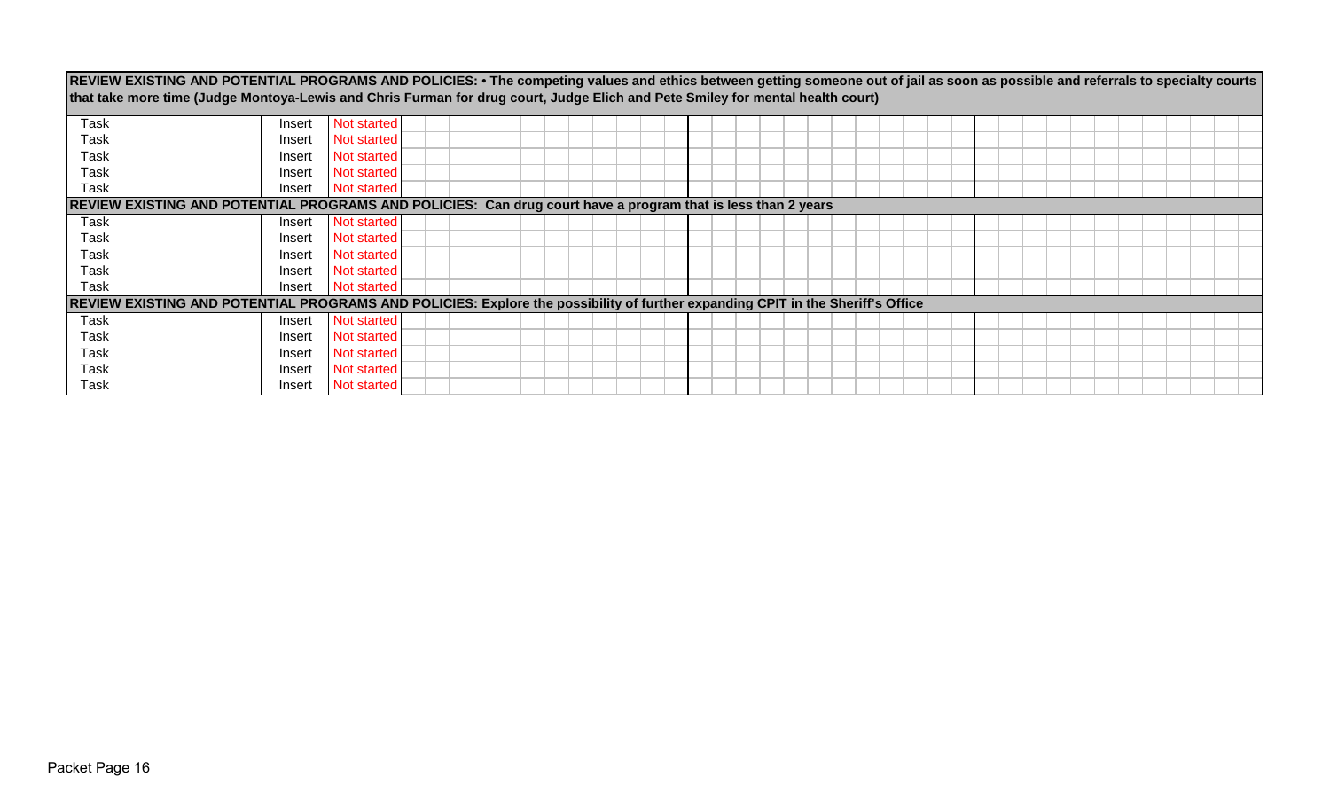| REVIEW EXISTING AND POTENTIAL PROGRAMS AND POLICIES: • The competing values and ethics between getting someone out of jail as soon as possible and referrals to specialty courts that take more time (Judge Montoya-Lewis and Chris Furman for drug court, Judge Elich and Pete Smiley for mental health court) | | |
|---|---|---|
| Task | Insert | Not started |
| Task | Insert | Not started |
| Task | Insert | Not started |
| Task | Insert | Not started |
| Task | Insert | Not started |
| **REVIEW EXISTING AND POTENTIAL PROGRAMS AND POLICIES: Can drug court have a program that is less than 2 years** | | |
| Task | Insert | Not started |
| Task | Insert | Not started |
| Task | Insert | Not started |
| Task | Insert | Not started |
| Task | Insert | Not started |
| **REVIEW EXISTING AND POTENTIAL PROGRAMS AND POLICIES: Explore the possibility of further expanding CPIT in the Sheriff's Office** | | |
| Task | Insert | Not started |
| Task | Insert | Not started |
| Task | Insert | Not started |
| Task | Insert | Not started |
| Task | Insert | Not started |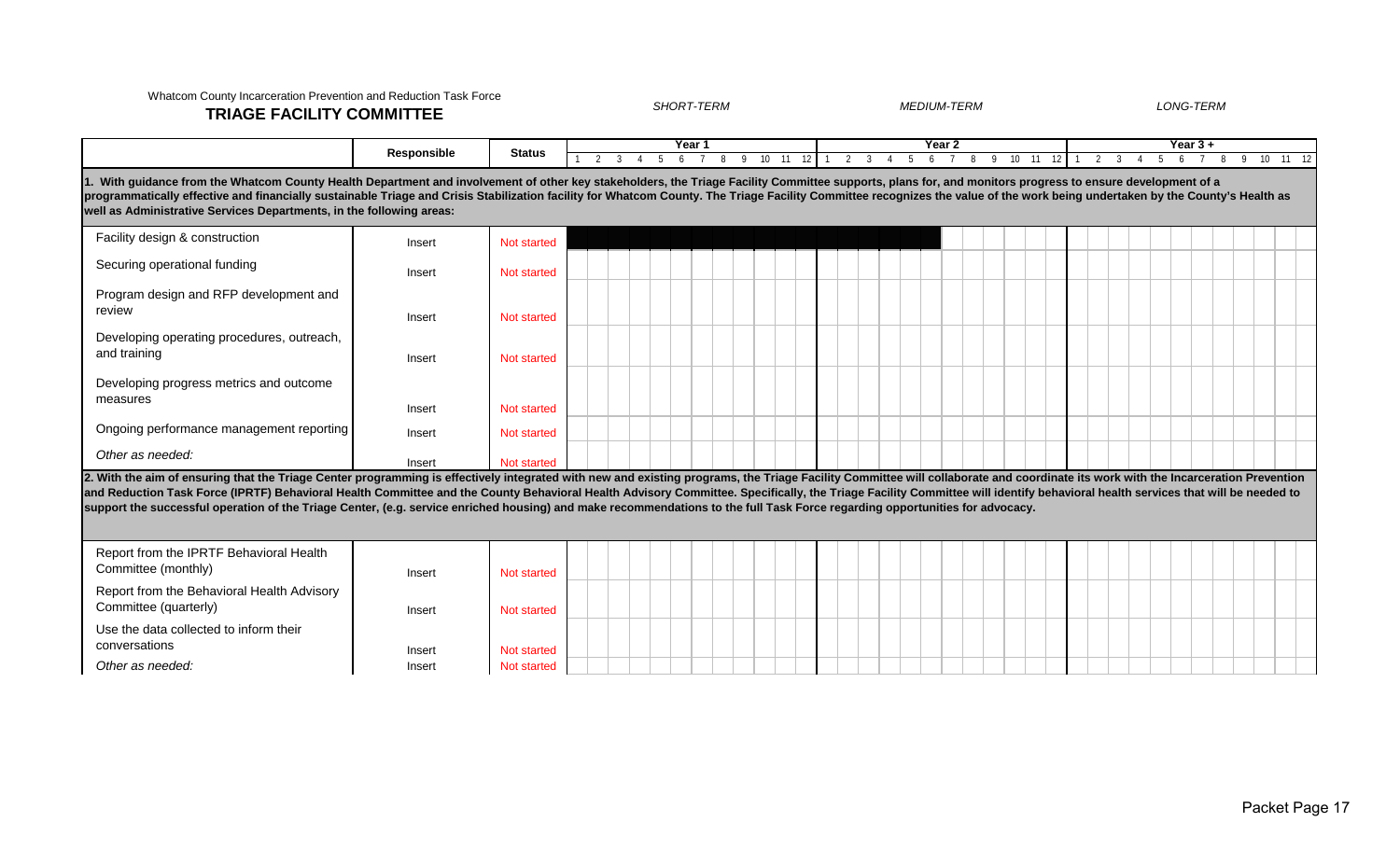Whatcom County Incarceration Prevention and Reduction Task Force

## TRIAGE FACILITY COMMITTEE

*SHORT-TERM* — *MEDIUM-TERM* — *LONG-TERM*

In the month columns, ■ marks a month that is shaded on the chart.

| | Responsible | Status | Year 1 | | | | | | | | | | | | Year 2 | | | | | | | | | | | | Year 3 + | | | | | | | | | | | |
|---|---|---|---|---|---|---|---|---|---|---|---|---|---|---|---|---|---|---|---|---|---|---|---|---|---|---|---|---|---|---|---|---|---|---|---|---|---|---|
| | | | 1 | 2 | 3 | 4 | 5 | 6 | 7 | 8 | 9 | 10 | 11 | 12 | 1 | 2 | 3 | 4 | 5 | 6 | 7 | 8 | 9 | 10 | 11 | 12 | 1 | 2 | 3 | 4 | 5 | 6 | 7 | 8 | 9 | 10 | 11 | 12 |
| **1. With guidance from the Whatcom County Health Department and involvement of other key stakeholders, the Triage Facility Committee supports, plans for, and monitors progress to ensure development of a programmatically effective and financially sustainable Triage and Crisis Stabilization facility for Whatcom County. The Triage Facility Committee recognizes the value of the work being undertaken by the County's Health as well as Administrative Services Departments, in the following areas:** | | | | | | | | | | | | | | | | | | | | | | | | | | | | | | | | | | | | | | |
| Facility design & construction | Insert | Not started | ■ | ■ | ■ | ■ | ■ | ■ | ■ | ■ | ■ | ■ | ■ | ■ | ■ | ■ | ■ | ■ | ■ | ■ | | | | | | | | | | | | | | | | | | |
| Securing operational funding | Insert | Not started | | | | | | | | | | | | | | | | | | | | | | | | | | | | | | | | | | | | |
| Program design and RFP development and review | Insert | Not started | | | | | | | | | | | | | | | | | | | | | | | | | | | | | | | | | | | | |
| Developing operating procedures, outreach, and training | Insert | Not started | | | | | | | | | | | | | | | | | | | | | | | | | | | | | | | | | | | | |
| Developing progress metrics and outcome measures | Insert | Not started | | | | | | | | | | | | | | | | | | | | | | | | | | | | | | | | | | | | |
| Ongoing performance management reporting | Insert | Not started | | | | | | | | | | | | | | | | | | | | | | | | | | | | | | | | | | | | |
| *Other as needed:* | Insert | Not started | | | | | | | | | | | | | | | | | | | | | | | | | | | | | | | | | | | | |
| **2. With the aim of ensuring that the Triage Center programming is effectively integrated with new and existing programs, the Triage Facility Committee will collaborate and coordinate its work with the Incarceration Prevention and Reduction Task Force (IPRTF) Behavioral Health Committee and the County Behavioral Health Advisory Committee. Specifically, the Triage Facility Committee will identify behavioral health services that will be needed to support the successful operation of the Triage Center, (e.g. service enriched housing) and make recommendations to the full Task Force regarding opportunities for advocacy.** | | | | | | | | | | | | | | | | | | | | | | | | | | | | | | | | | | | | | | |
| Report from the IPRTF Behavioral Health Committee (monthly) | Insert | Not started | | | | | | | | | | | | | | | | | | | | | | | | | | | | | | | | | | | | |
| Report from the Behavioral Health Advisory Committee (quarterly) | Insert | Not started | | | | | | | | | | | | | | | | | | | | | | | | | | | | | | | | | | | | |
| Use the data collected to inform their conversations | Insert | Not started | | | | | | | | | | | | | | | | | | | | | | | | | | | | | | | | | | | | |
| *Other as needed:* | Insert | Not started | | | | | | | | | | | | | | | | | | | | | | | | | | | | | | | | | | | | |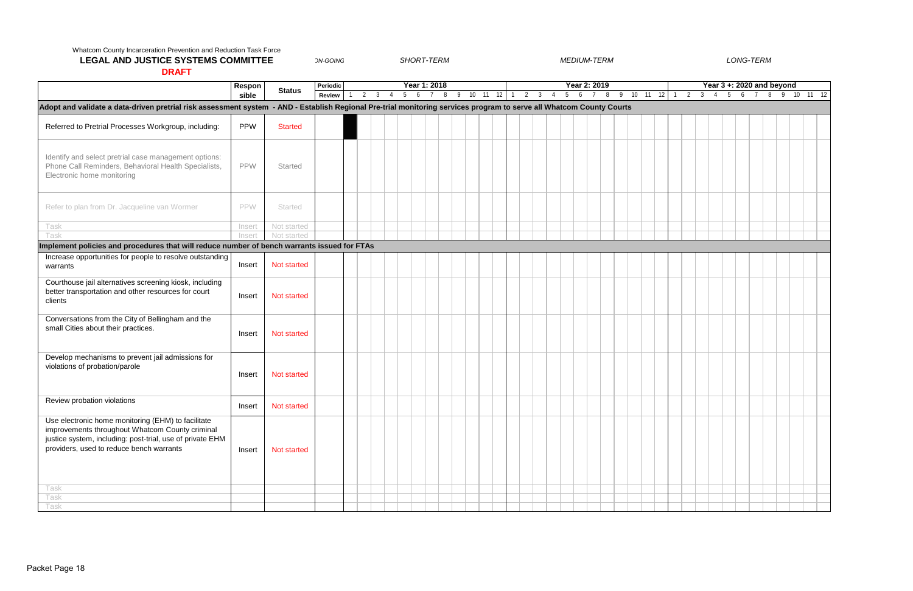Whatcom County Incarceration Prevention and Reduction Task Force

**LEGAL AND JUSTICE SYSTEMS COMMITTEE**

*ON-GOING* *SHORT-TERM* *MEDIUM-TERM* *LONG-TERM*

**DRAFT**

| | Responsible | Status | Periodic Review | Year 1: 2018 | | | | | | | | | | | | Year 2: 2019 | | | | | | | | | | | | Year 3 +: 2020 and beyond | | | | | | | | | | | |
|---|---|---|---|---|---|---|---|---|---|---|---|---|---|---|---|---|---|---|---|---|---|---|---|---|---|---|---|---|---|---|---|---|---|---|---|---|---|---|---|
| | | | | 1 | 2 | 3 | 4 | 5 | 6 | 7 | 8 | 9 | 10 | 11 | 12 | 1 | 2 | 3 | 4 | 5 | 6 | 7 | 8 | 9 | 10 | 11 | 12 | 1 | 2 | 3 | 4 | 5 | 6 | 7 | 8 | 9 | 10 | 11 | 12 |
| **Adopt and validate a data-driven pretrial risk assessment system - AND - Establish Regional Pre-trial monitoring services program to serve all Whatcom County Courts** | | | | | | | | | | | | | | | | | | | | | | | | | | | | | | | | | | | | | | | |
| Referred to Pretrial Processes Workgroup, including: | PPW | Started | | ■ | | | | | | | | | | | | | | | | | | | | | | | | | | | | | | | | | | | |
| Identify and select pretrial case management options: Phone Call Reminders, Behavioral Health Specialists, Electronic home monitoring | PPW | Started | | | | | | | | | | | | | | | | | | | | | | | | | | | | | | | | | | | | | |
| Refer to plan from Dr. Jacqueline van Wormer | PPW | Started | | | | | | | | | | | | | | | | | | | | | | | | | | | | | | | | | | | | | |
| Task | Insert | Not started | | | | | | | | | | | | | | | | | | | | | | | | | | | | | | | | | | | | | |
| Task | Insert | Not started | | | | | | | | | | | | | | | | | | | | | | | | | | | | | | | | | | | | | |
| **Implement policies and procedures that will reduce number of bench warrants issued for FTAs** | | | | | | | | | | | | | | | | | | | | | | | | | | | | | | | | | | | | | | | |
| Increase opportunities for people to resolve outstanding warrants | Insert | Not started | | | | | | | | | | | | | | | | | | | | | | | | | | | | | | | | | | | | | |
| Courthouse jail alternatives screening kiosk, including better transportation and other resources for court clients | Insert | Not started | | | | | | | | | | | | | | | | | | | | | | | | | | | | | | | | | | | | | |
| Conversations from the City of Bellingham and the small Cities about their practices. | Insert | Not started | | | | | | | | | | | | | | | | | | | | | | | | | | | | | | | | | | | | | |
| Develop mechanisms to prevent jail admissions for violations of probation/parole | Insert | Not started | | | | | | | | | | | | | | | | | | | | | | | | | | | | | | | | | | | | | |
| Review probation violations | Insert | Not started | | | | | | | | | | | | | | | | | | | | | | | | | | | | | | | | | | | | | |
| Use electronic home monitoring (EHM) to facilitate improvements throughout Whatcom County criminal justice system, including: post-trial, use of private EHM providers, used to reduce bench warrants | Insert | Not started | | | | | | | | | | | | | | | | | | | | | | | | | | | | | | | | | | | | | |
| Task | | | | | | | | | | | | | | | | | | | | | | | | | | | | | | | | | | | | | | | |
| Task | | | | | | | | | | | | | | | | | | | | | | | | | | | | | | | | | | | | | | | |
| Task | | | | | | | | | | | | | | | | | | | | | | | | | | | | | | | | | | | | | | | |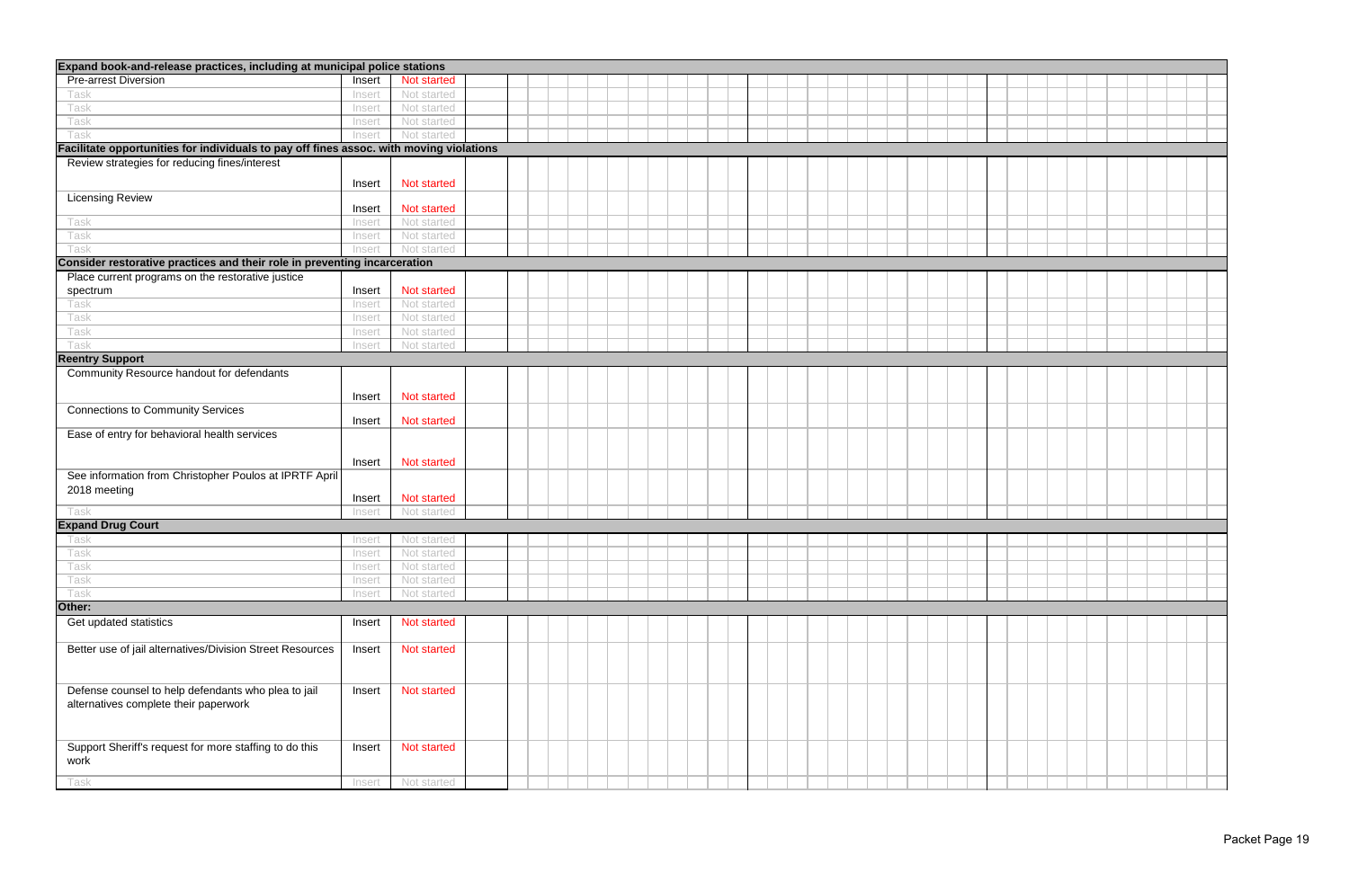| | | | | |
|---|---|---|---|---|
| **Expand book-and-release practices, including at municipal police stations** | | | | |
| Pre-arrest Diversion | Insert | Not started | | |
| Task | Insert | Not started | | |
| Task | Insert | Not started | | |
| Task | Insert | Not started | | |
| Task | Insert | Not started | | |
| **Facilitate opportunities for individuals to pay off fines assoc. with moving violations** | | | | |
| Review strategies for reducing fines/interest | Insert | Not started | | |
| Licensing Review | Insert | Not started | | |
| Task | Insert | Not started | | |
| Task | Insert | Not started | | |
| Task | Insert | Not started | | |
| **Consider restorative practices and their role in preventing incarceration** | | | | |
| Place current programs on the restorative justice spectrum | Insert | Not started | | |
| Task | Insert | Not started | | |
| Task | Insert | Not started | | |
| Task | Insert | Not started | | |
| Task | Insert | Not started | | |
| **Reentry Support** | | | | |
| Community Resource handout for defendants | Insert | Not started | | |
| Connections to Community Services | Insert | Not started | | |
| Ease of entry for behavioral health services | Insert | Not started | | |
| See information from Christopher Poulos at IPRTF April 2018 meeting | Insert | Not started | | |
| Task | Insert | Not started | | |
| **Expand Drug Court** | | | | |
| Task | Insert | Not started | | |
| Task | Insert | Not started | | |
| Task | Insert | Not started | | |
| Task | Insert | Not started | | |
| Task | Insert | Not started | | |
| **Other:** | | | | |
| Get updated statistics | Insert | Not started | | |
| Better use of jail alternatives/Division Street Resources | Insert | Not started | | |
| Defense counsel to help defendants who plea to jail alternatives complete their paperwork | Insert | Not started | | |
| Support Sheriff's request for more staffing to do this work | Insert | Not started | | |
| Task | Insert | Not started | | |